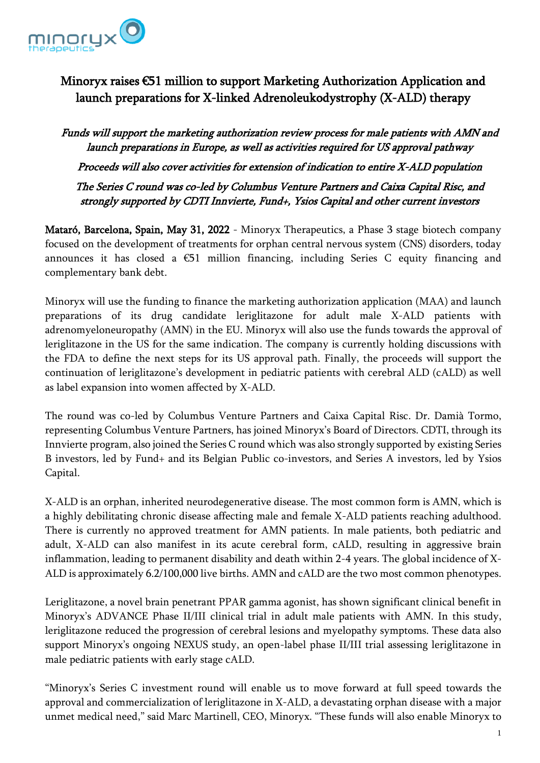# Minoryx raises €51 million to support Marketing Authorization Application and launch preparations for X-linked Adrenoleukodystrophy (X-ALD) therapy

*Funds will support the marketing authorization review process for male patients with AMN and launch preparations in Europe, as well as activities required for US approval pathway*

*Proceeds will also cover activities for extension of indication to entire X-ALD population*

*The Series C round was co-led by Columbus Venture Partners and Caixa Capital Risc, and strongly supported by CDTI Innvierte, Fund+, Ysios Capital and other current investors*

**Mataró, Barcelona, Spain, May 31, 2022** - Minoryx Therapeutics, a Phase 3 stage biotech company focused on the development of treatments for orphan central nervous system (CNS) disorders, today announces it has closed a €51 million financing, including Series C equity financing and complementary bank debt.

Minoryx will use the funding to finance the marketing authorization application (MAA) and launch preparations of its drug candidate leriglitazone for adult male X-ALD patients with adrenomyeloneuropathy (AMN) in the EU. Minoryx will also use the funds towards the approval of leriglitazone in the US for the same indication. The company is currently holding discussions with the FDA to define the next steps for its US approval path. Finally, the proceeds will support the continuation of leriglitazone's development in pediatric patients with cerebral ALD (cALD) as well as label expansion into women affected by X-ALD.

The round was co-led by Columbus Venture Partners and Caixa Capital Risc. Dr. Damià Tormo, representing Columbus Venture Partners, has joined Minoryx's Board of Directors. CDTI, through its Innvierte program, also joined the Series C round which was also strongly supported by existing Series B investors, led by Fund+ and its Belgian Public co-investors, and Series A investors, led by Ysios Capital.

X-ALD is an orphan, inherited neurodegenerative disease. The most common form is AMN, which is a highly debilitating chronic disease affecting male and female X-ALD patients reaching adulthood. There is currently no approved treatment for AMN patients. In male patients, both pediatric and adult, X-ALD can also manifest in its acute cerebral form, cALD, resulting in aggressive brain inflammation, leading to permanent disability and death within 2-4 years. The global incidence of X-ALD is approximately 6.2/100,000 live births. AMN and cALD are the two most common phenotypes.

Leriglitazone, a novel brain penetrant PPAR gamma agonist, has shown significant clinical benefit in Minoryx's ADVANCE Phase II/III clinical trial in adult male patients with AMN. In this study, leriglitazone reduced the progression of cerebral lesions and myelopathy symptoms. These data also support Minoryx's ongoing NEXUS study, an open-label phase II/III trial assessing leriglitazone in male pediatric patients with early stage cALD.

"Minoryx's Series C investment round will enable us to move forward at full speed towards the approval and commercialization of leriglitazone in X-ALD, a devastating orphan disease with a major unmet medical need," said Marc Martinell, CEO, Minoryx. "These funds will also enable Minoryx to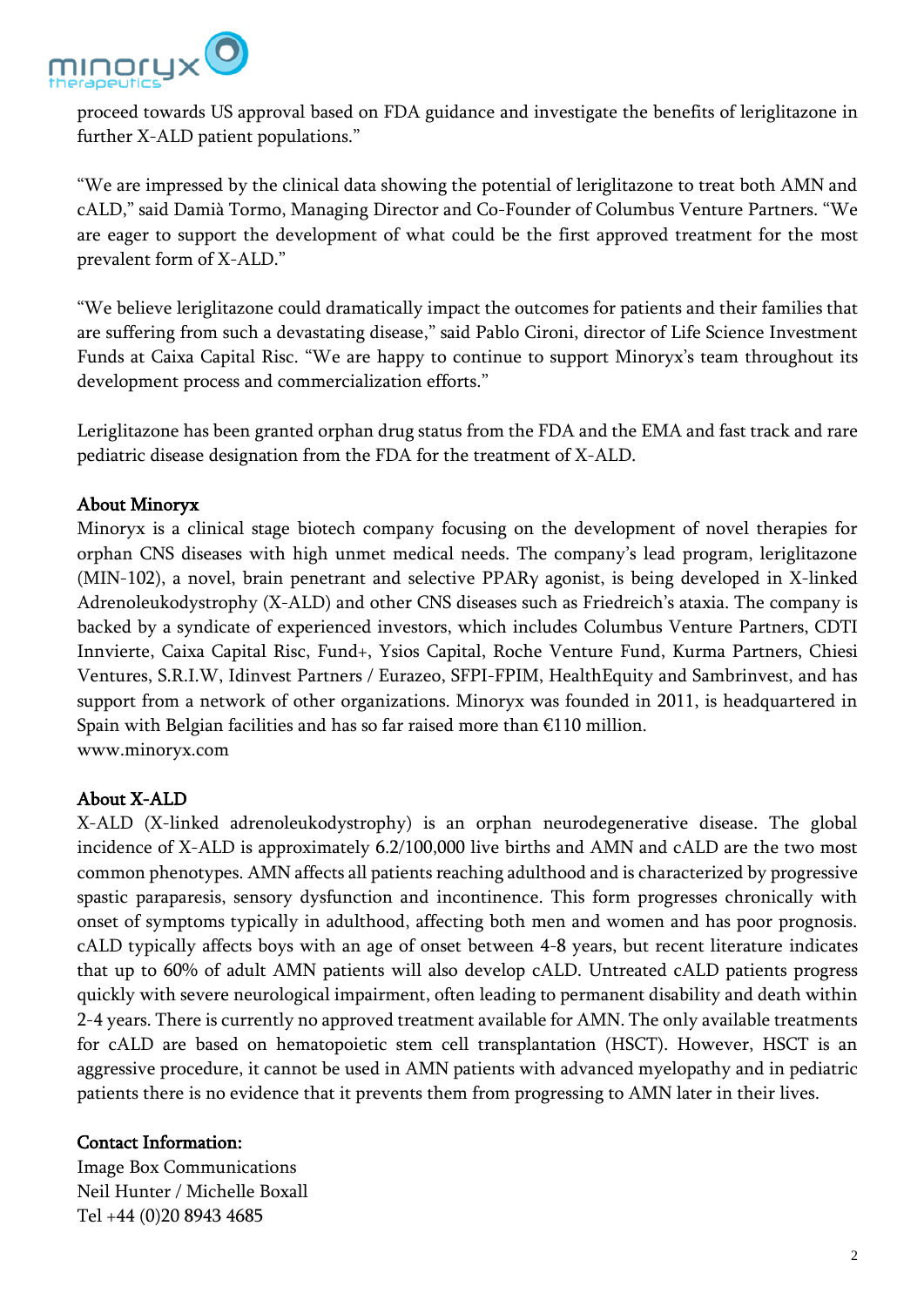proceed towards US approval based on FDA guidance and investigate the benefits of leriglitazone in further X-ALD patient populations."

"We are impressed by the clinical data showing the potential of leriglitazone to treat both AMN and cALD," said Damià Tormo, Managing Director and Co-Founder of Columbus Venture Partners. "We are eager to support the development of what could be the first approved treatment for the most prevalent form of X-ALD."

"We believe leriglitazone could dramatically impact the outcomes for patients and their families that are suffering from such a devastating disease," said Pablo Cironi, director of Life Science Investment Funds at Caixa Capital Risc. "We are happy to continue to support Minoryx's team throughout its development process and commercialization efforts."

Leriglitazone has been granted orphan drug status from the FDA and the EMA and fast track and rare pediatric disease designation from the FDA for the treatment of X-ALD.

**About Minoryx**

Minoryx is a clinical stage biotech company focusing on the development of novel therapies for orphan CNS diseases with high unmet medical needs. The company's lead program, leriglitazone (MIN-102), a novel, brain penetrant and selective PPARγ agonist, is being developed in X-linked Adrenoleukodystrophy (X-ALD) and other CNS diseases such as Friedreich's ataxia. The company is backed by a syndicate of experienced investors, which includes Columbus Venture Partners, CDTI Innvierte, Caixa Capital Risc, Fund+, Ysios Capital, Roche Venture Fund, Kurma Partners, Chiesi Ventures, S.R.I.W, Idinvest Partners / Eurazeo, SFPI-FPIM, HealthEquity and Sambrinvest, and has support from a network of other organizations. Minoryx was founded in 2011, is headquartered in Spain with Belgian facilities and has so far raised more than €110 million.
www.minoryx.com

**About X-ALD**

X-ALD (X-linked adrenoleukodystrophy) is an orphan neurodegenerative disease. The global incidence of X-ALD is approximately 6.2/100,000 live births and AMN and cALD are the two most common phenotypes. AMN affects all patients reaching adulthood and is characterized by progressive spastic paraparesis, sensory dysfunction and incontinence. This form progresses chronically with onset of symptoms typically in adulthood, affecting both men and women and has poor prognosis. cALD typically affects boys with an age of onset between 4-8 years, but recent literature indicates that up to 60% of adult AMN patients will also develop cALD. Untreated cALD patients progress quickly with severe neurological impairment, often leading to permanent disability and death within 2-4 years. There is currently no approved treatment available for AMN. The only available treatments for cALD are based on hematopoietic stem cell transplantation (HSCT). However, HSCT is an aggressive procedure, it cannot be used in AMN patients with advanced myelopathy and in pediatric patients there is no evidence that it prevents them from progressing to AMN later in their lives.

**Contact Information:**

Image Box Communications
Neil Hunter / Michelle Boxall
Tel +44 (0)20 8943 4685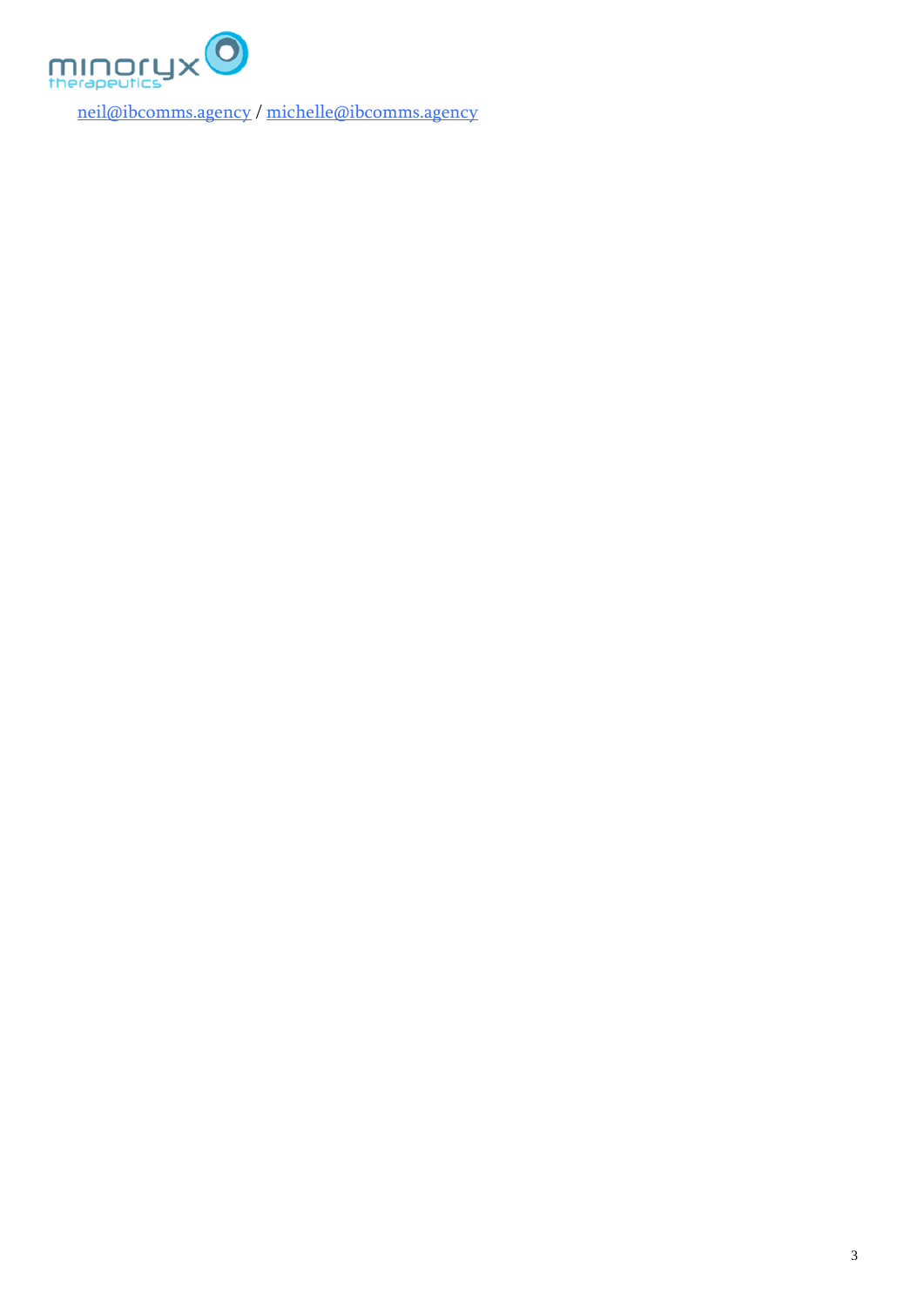neil@ibcomms.agency / michelle@ibcomms.agency